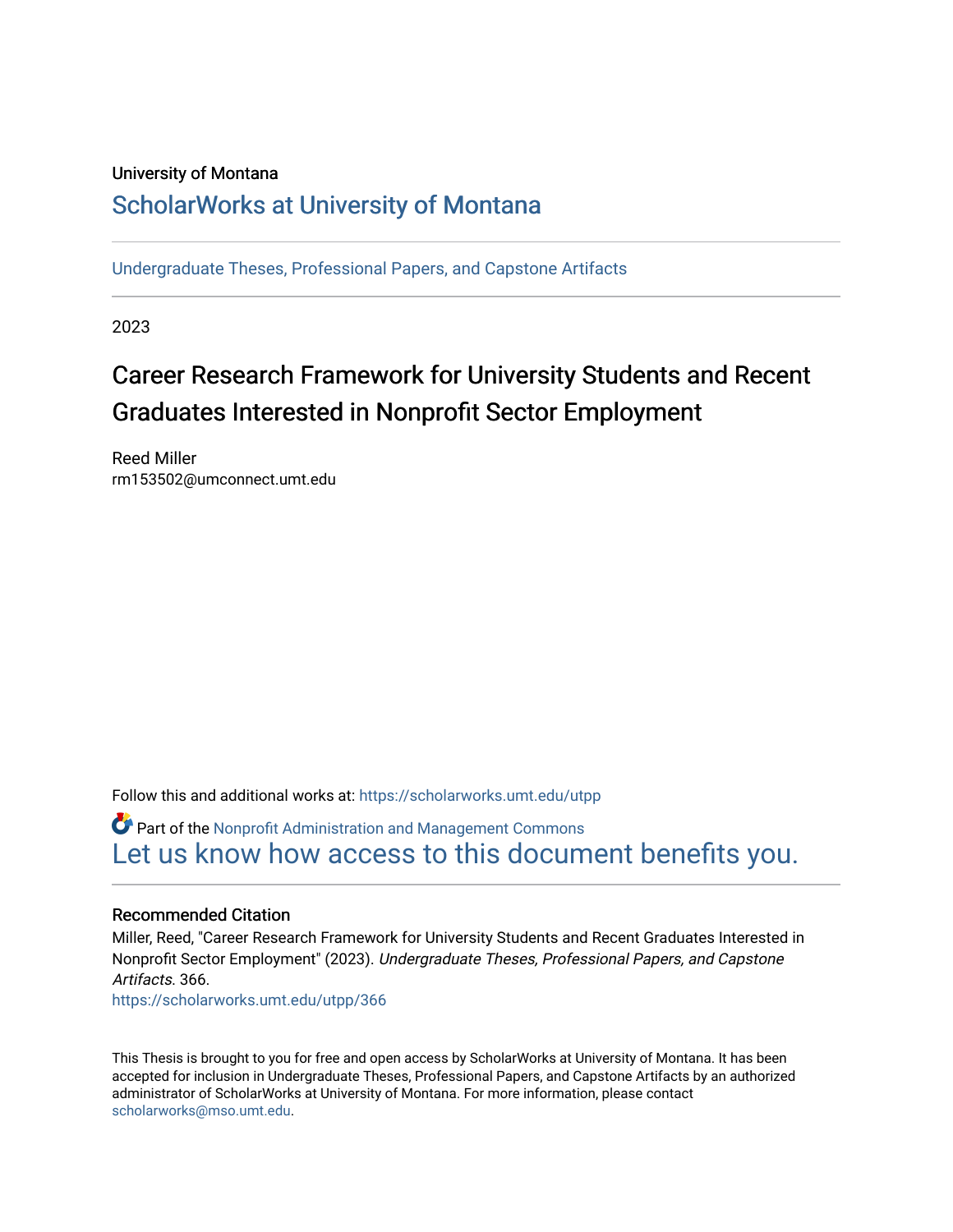University of Montana

# ScholarWorks at University of Montana

Undergraduate Theses, Professional Papers, and Capstone Artifacts

2023

# Career Research Framework for University Students and Recent Graduates Interested in Nonprofit Sector Employment

Reed Miller
rm153502@umconnect.umt.edu

Follow this and additional works at: https://scholarworks.umt.edu/utpp

Part of the Nonprofit Administration and Management Commons
Let us know how access to this document benefits you.

## Recommended Citation

Miller, Reed, "Career Research Framework for University Students and Recent Graduates Interested in Nonprofit Sector Employment" (2023). *Undergraduate Theses, Professional Papers, and Capstone Artifacts*. 366.
https://scholarworks.umt.edu/utpp/366

This Thesis is brought to you for free and open access by ScholarWorks at University of Montana. It has been accepted for inclusion in Undergraduate Theses, Professional Papers, and Capstone Artifacts by an authorized administrator of ScholarWorks at University of Montana. For more information, please contact scholarworks@mso.umt.edu.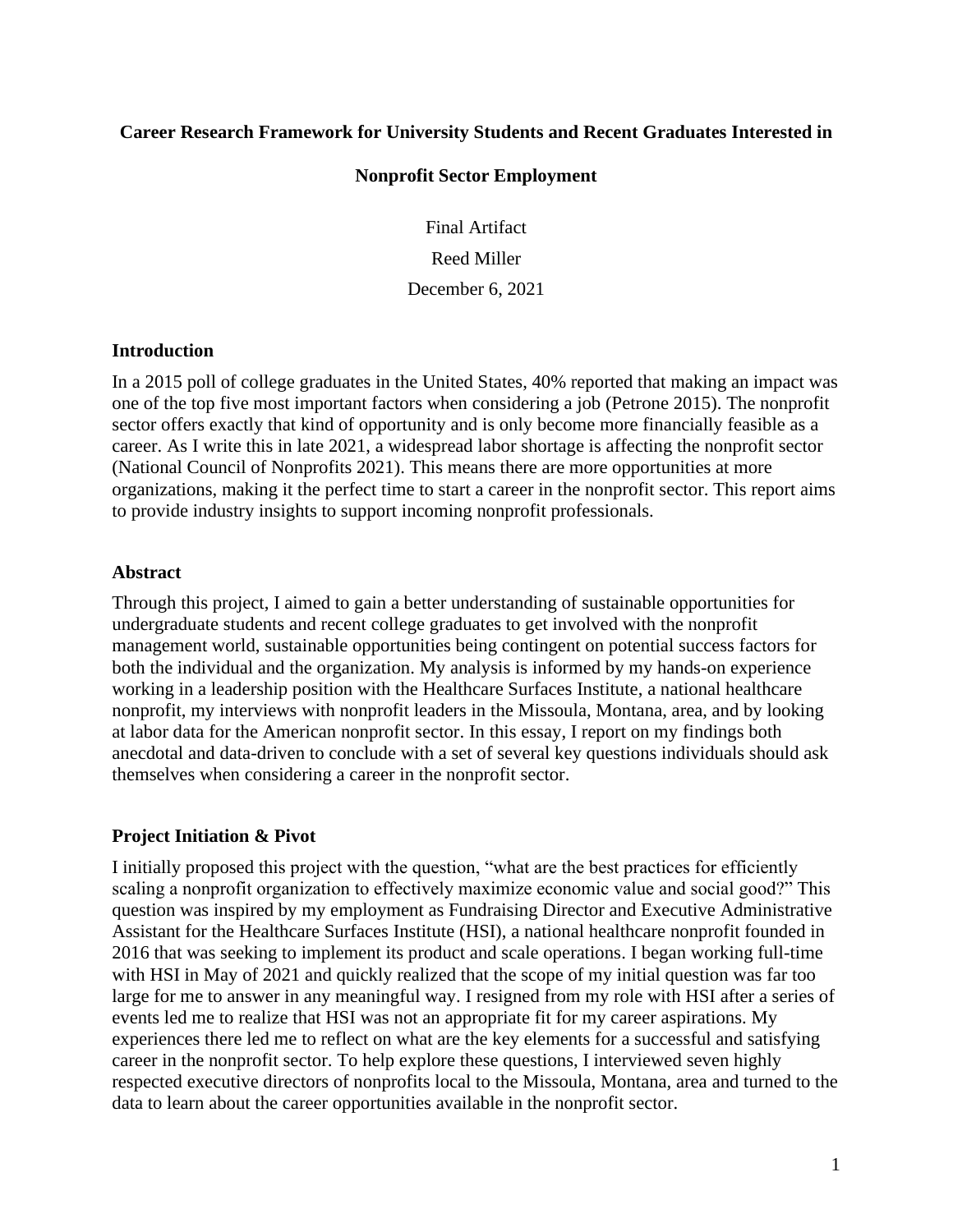**Career Research Framework for University Students and Recent Graduates Interested in Nonprofit Sector Employment**

Final Artifact

Reed Miller

December 6, 2021

## Introduction

In a 2015 poll of college graduates in the United States, 40% reported that making an impact was one of the top five most important factors when considering a job (Petrone 2015). The nonprofit sector offers exactly that kind of opportunity and is only become more financially feasible as a career. As I write this in late 2021, a widespread labor shortage is affecting the nonprofit sector (National Council of Nonprofits 2021). This means there are more opportunities at more organizations, making it the perfect time to start a career in the nonprofit sector. This report aims to provide industry insights to support incoming nonprofit professionals.

## Abstract

Through this project, I aimed to gain a better understanding of sustainable opportunities for undergraduate students and recent college graduates to get involved with the nonprofit management world, sustainable opportunities being contingent on potential success factors for both the individual and the organization. My analysis is informed by my hands-on experience working in a leadership position with the Healthcare Surfaces Institute, a national healthcare nonprofit, my interviews with nonprofit leaders in the Missoula, Montana, area, and by looking at labor data for the American nonprofit sector. In this essay, I report on my findings both anecdotal and data-driven to conclude with a set of several key questions individuals should ask themselves when considering a career in the nonprofit sector.

## Project Initiation & Pivot

I initially proposed this project with the question, "what are the best practices for efficiently scaling a nonprofit organization to effectively maximize economic value and social good?" This question was inspired by my employment as Fundraising Director and Executive Administrative Assistant for the Healthcare Surfaces Institute (HSI), a national healthcare nonprofit founded in 2016 that was seeking to implement its product and scale operations. I began working full-time with HSI in May of 2021 and quickly realized that the scope of my initial question was far too large for me to answer in any meaningful way. I resigned from my role with HSI after a series of events led me to realize that HSI was not an appropriate fit for my career aspirations. My experiences there led me to reflect on what are the key elements for a successful and satisfying career in the nonprofit sector. To help explore these questions, I interviewed seven highly respected executive directors of nonprofits local to the Missoula, Montana, area and turned to the data to learn about the career opportunities available in the nonprofit sector.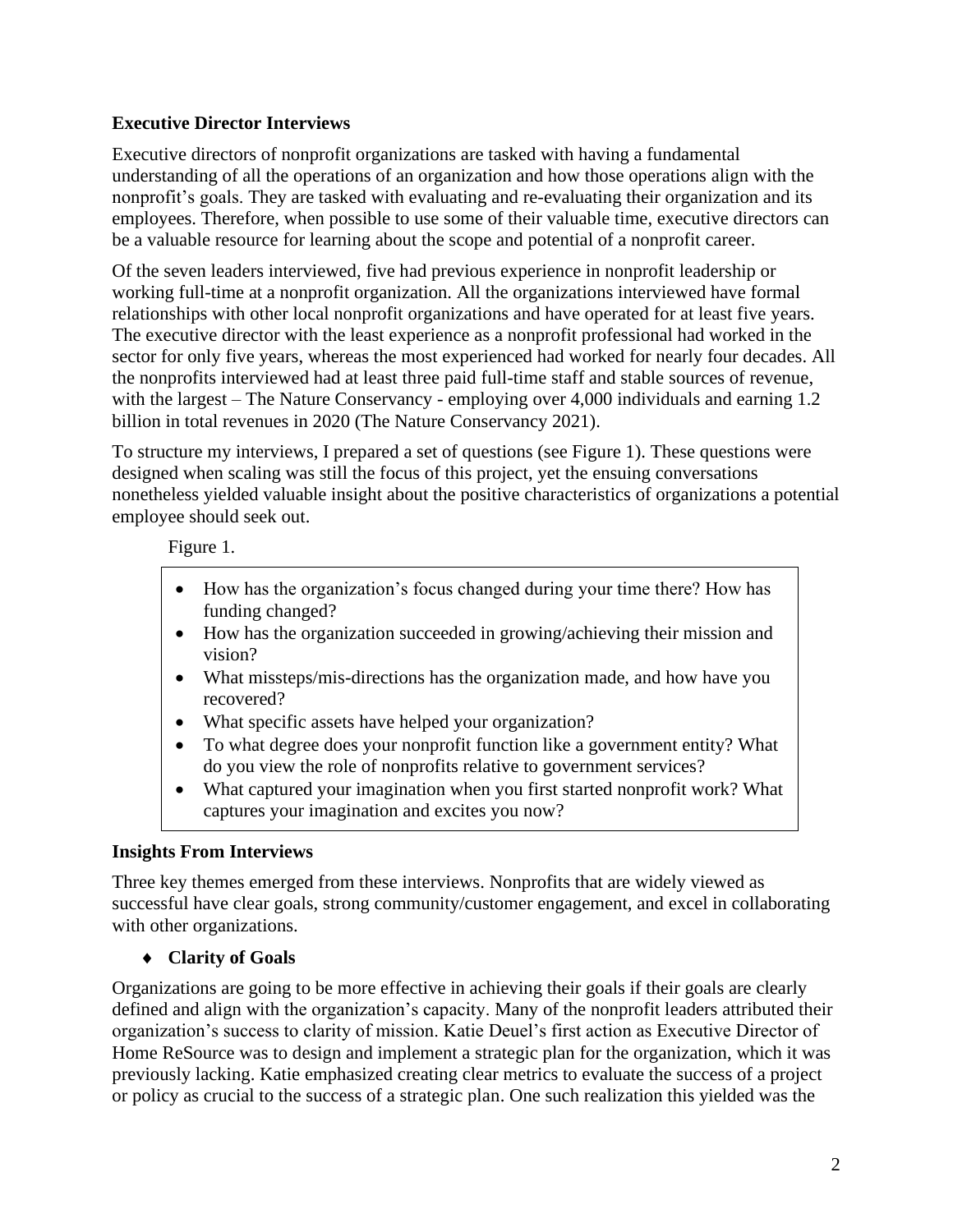## Executive Director Interviews

Executive directors of nonprofit organizations are tasked with having a fundamental understanding of all the operations of an organization and how those operations align with the nonprofit's goals. They are tasked with evaluating and re-evaluating their organization and its employees. Therefore, when possible to use some of their valuable time, executive directors can be a valuable resource for learning about the scope and potential of a nonprofit career.

Of the seven leaders interviewed, five had previous experience in nonprofit leadership or working full-time at a nonprofit organization. All the organizations interviewed have formal relationships with other local nonprofit organizations and have operated for at least five years. The executive director with the least experience as a nonprofit professional had worked in the sector for only five years, whereas the most experienced had worked for nearly four decades. All the nonprofits interviewed had at least three paid full-time staff and stable sources of revenue, with the largest – The Nature Conservancy - employing over 4,000 individuals and earning 1.2 billion in total revenues in 2020 (The Nature Conservancy 2021).

To structure my interviews, I prepared a set of questions (see Figure 1). These questions were designed when scaling was still the focus of this project, yet the ensuing conversations nonetheless yielded valuable insight about the positive characteristics of organizations a potential employee should seek out.

Figure 1.

- How has the organization's focus changed during your time there? How has funding changed?
- How has the organization succeeded in growing/achieving their mission and vision?
- What missteps/mis-directions has the organization made, and how have you recovered?
- What specific assets have helped your organization?
- To what degree does your nonprofit function like a government entity? What do you view the role of nonprofits relative to government services?
- What captured your imagination when you first started nonprofit work? What captures your imagination and excites you now?

## Insights From Interviews

Three key themes emerged from these interviews. Nonprofits that are widely viewed as successful have clear goals, strong community/customer engagement, and excel in collaborating with other organizations.

### ♦ Clarity of Goals

Organizations are going to be more effective in achieving their goals if their goals are clearly defined and align with the organization's capacity. Many of the nonprofit leaders attributed their organization's success to clarity of mission. Katie Deuel's first action as Executive Director of Home ReSource was to design and implement a strategic plan for the organization, which it was previously lacking. Katie emphasized creating clear metrics to evaluate the success of a project or policy as crucial to the success of a strategic plan. One such realization this yielded was the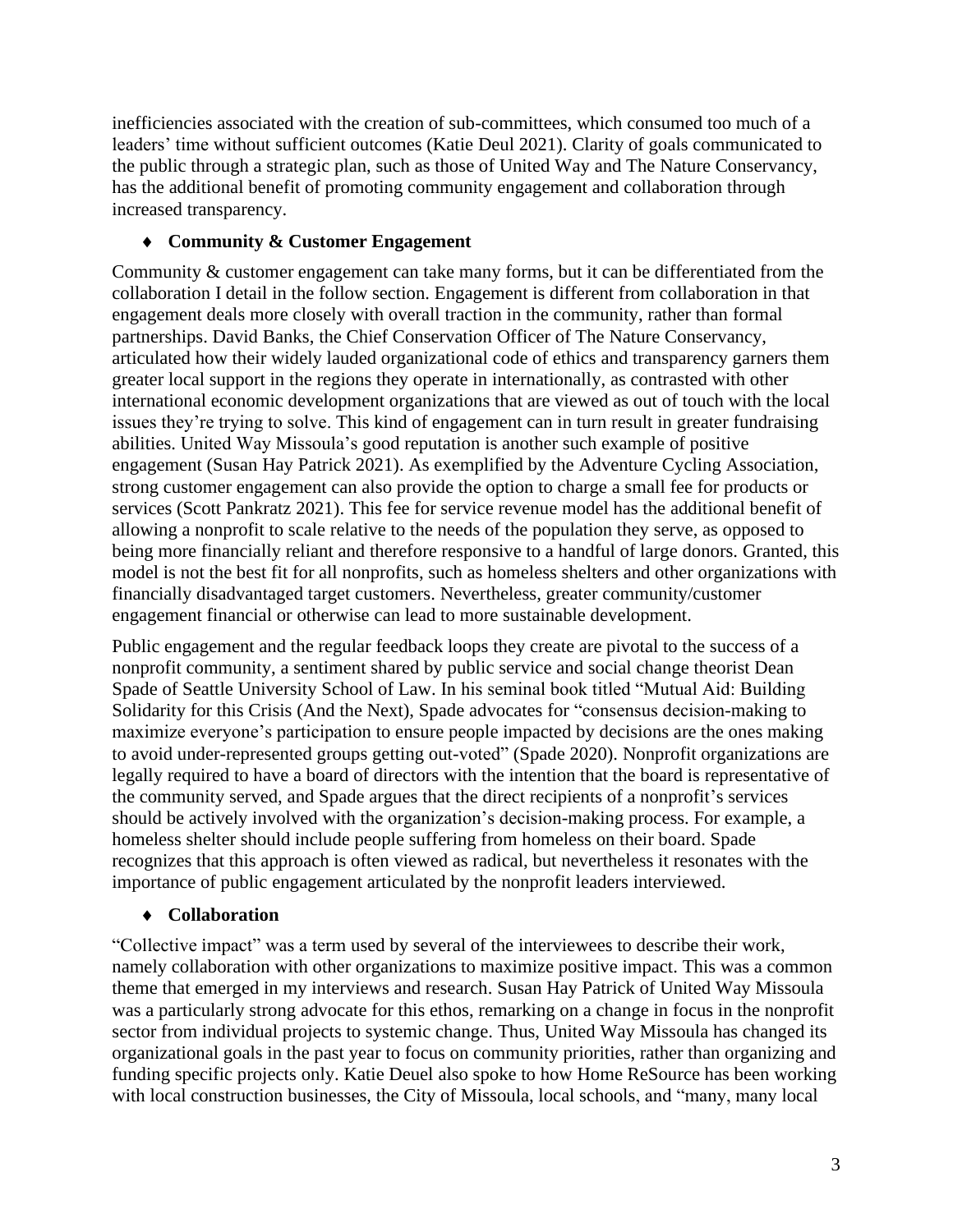inefficiencies associated with the creation of sub-committees, which consumed too much of a leaders' time without sufficient outcomes (Katie Deul 2021). Clarity of goals communicated to the public through a strategic plan, such as those of United Way and The Nature Conservancy, has the additional benefit of promoting community engagement and collaboration through increased transparency.

- **Community & Customer Engagement**

Community & customer engagement can take many forms, but it can be differentiated from the collaboration I detail in the follow section. Engagement is different from collaboration in that engagement deals more closely with overall traction in the community, rather than formal partnerships. David Banks, the Chief Conservation Officer of The Nature Conservancy, articulated how their widely lauded organizational code of ethics and transparency garners them greater local support in the regions they operate in internationally, as contrasted with other international economic development organizations that are viewed as out of touch with the local issues they're trying to solve. This kind of engagement can in turn result in greater fundraising abilities. United Way Missoula's good reputation is another such example of positive engagement (Susan Hay Patrick 2021). As exemplified by the Adventure Cycling Association, strong customer engagement can also provide the option to charge a small fee for products or services (Scott Pankratz 2021). This fee for service revenue model has the additional benefit of allowing a nonprofit to scale relative to the needs of the population they serve, as opposed to being more financially reliant and therefore responsive to a handful of large donors. Granted, this model is not the best fit for all nonprofits, such as homeless shelters and other organizations with financially disadvantaged target customers. Nevertheless, greater community/customer engagement financial or otherwise can lead to more sustainable development.

Public engagement and the regular feedback loops they create are pivotal to the success of a nonprofit community, a sentiment shared by public service and social change theorist Dean Spade of Seattle University School of Law. In his seminal book titled "Mutual Aid: Building Solidarity for this Crisis (And the Next), Spade advocates for "consensus decision-making to maximize everyone's participation to ensure people impacted by decisions are the ones making to avoid under-represented groups getting out-voted" (Spade 2020). Nonprofit organizations are legally required to have a board of directors with the intention that the board is representative of the community served, and Spade argues that the direct recipients of a nonprofit's services should be actively involved with the organization's decision-making process. For example, a homeless shelter should include people suffering from homeless on their board. Spade recognizes that this approach is often viewed as radical, but nevertheless it resonates with the importance of public engagement articulated by the nonprofit leaders interviewed.

- **Collaboration**

"Collective impact" was a term used by several of the interviewees to describe their work, namely collaboration with other organizations to maximize positive impact. This was a common theme that emerged in my interviews and research. Susan Hay Patrick of United Way Missoula was a particularly strong advocate for this ethos, remarking on a change in focus in the nonprofit sector from individual projects to systemic change. Thus, United Way Missoula has changed its organizational goals in the past year to focus on community priorities, rather than organizing and funding specific projects only. Katie Deuel also spoke to how Home ReSource has been working with local construction businesses, the City of Missoula, local schools, and "many, many local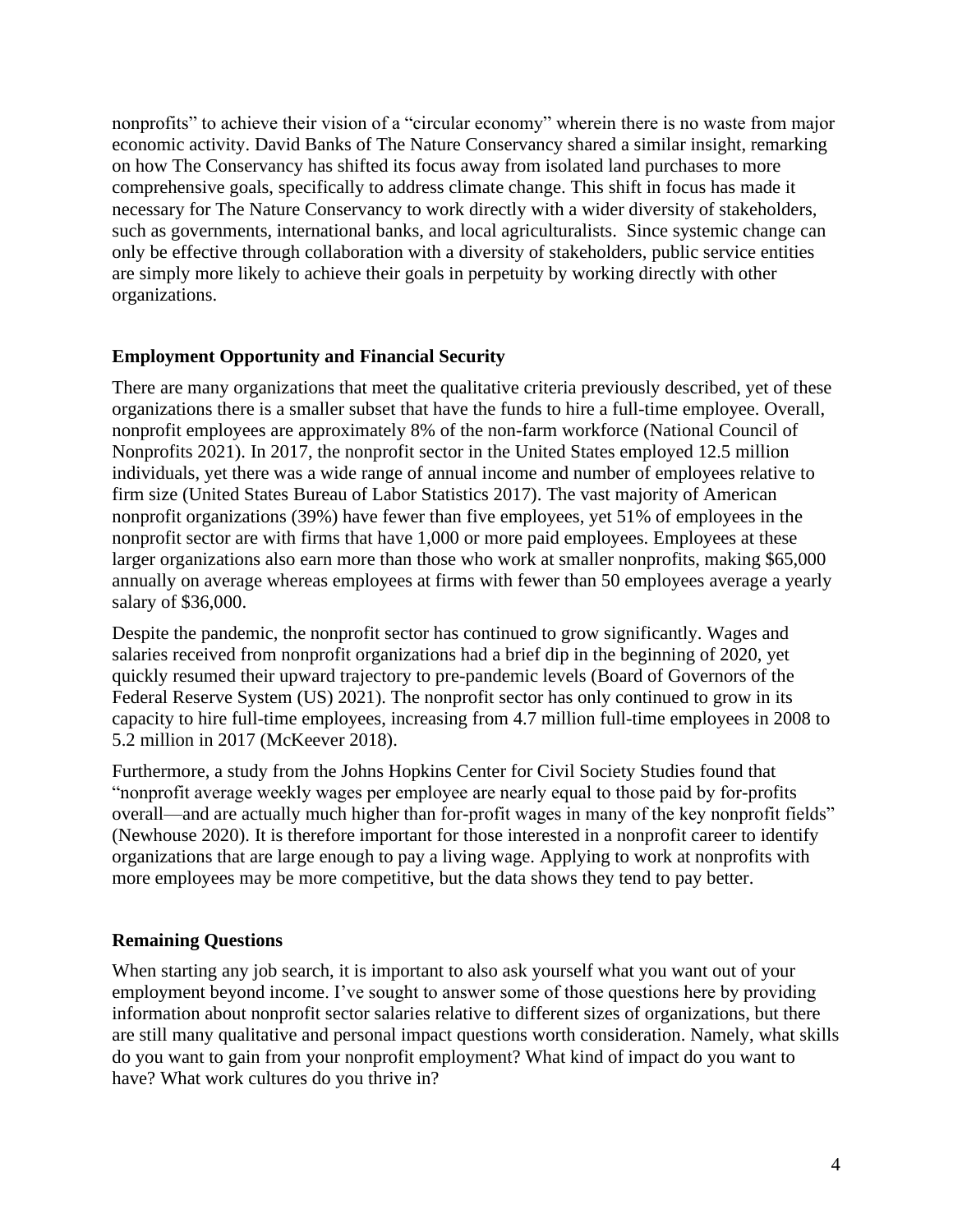nonprofits" to achieve their vision of a "circular economy" wherein there is no waste from major economic activity. David Banks of The Nature Conservancy shared a similar insight, remarking on how The Conservancy has shifted its focus away from isolated land purchases to more comprehensive goals, specifically to address climate change. This shift in focus has made it necessary for The Nature Conservancy to work directly with a wider diversity of stakeholders, such as governments, international banks, and local agriculturalists. Since systemic change can only be effective through collaboration with a diversity of stakeholders, public service entities are simply more likely to achieve their goals in perpetuity by working directly with other organizations.

## Employment Opportunity and Financial Security

There are many organizations that meet the qualitative criteria previously described, yet of these organizations there is a smaller subset that have the funds to hire a full-time employee. Overall, nonprofit employees are approximately 8% of the non-farm workforce (National Council of Nonprofits 2021). In 2017, the nonprofit sector in the United States employed 12.5 million individuals, yet there was a wide range of annual income and number of employees relative to firm size (United States Bureau of Labor Statistics 2017). The vast majority of American nonprofit organizations (39%) have fewer than five employees, yet 51% of employees in the nonprofit sector are with firms that have 1,000 or more paid employees. Employees at these larger organizations also earn more than those who work at smaller nonprofits, making $65,000 annually on average whereas employees at firms with fewer than 50 employees average a yearly salary of $36,000.

Despite the pandemic, the nonprofit sector has continued to grow significantly. Wages and salaries received from nonprofit organizations had a brief dip in the beginning of 2020, yet quickly resumed their upward trajectory to pre-pandemic levels (Board of Governors of the Federal Reserve System (US) 2021). The nonprofit sector has only continued to grow in its capacity to hire full-time employees, increasing from 4.7 million full-time employees in 2008 to 5.2 million in 2017 (McKeever 2018).

Furthermore, a study from the Johns Hopkins Center for Civil Society Studies found that "nonprofit average weekly wages per employee are nearly equal to those paid by for-profits overall—and are actually much higher than for-profit wages in many of the key nonprofit fields" (Newhouse 2020). It is therefore important for those interested in a nonprofit career to identify organizations that are large enough to pay a living wage. Applying to work at nonprofits with more employees may be more competitive, but the data shows they tend to pay better.

## Remaining Questions

When starting any job search, it is important to also ask yourself what you want out of your employment beyond income. I've sought to answer some of those questions here by providing information about nonprofit sector salaries relative to different sizes of organizations, but there are still many qualitative and personal impact questions worth consideration. Namely, what skills do you want to gain from your nonprofit employment? What kind of impact do you want to have? What work cultures do you thrive in?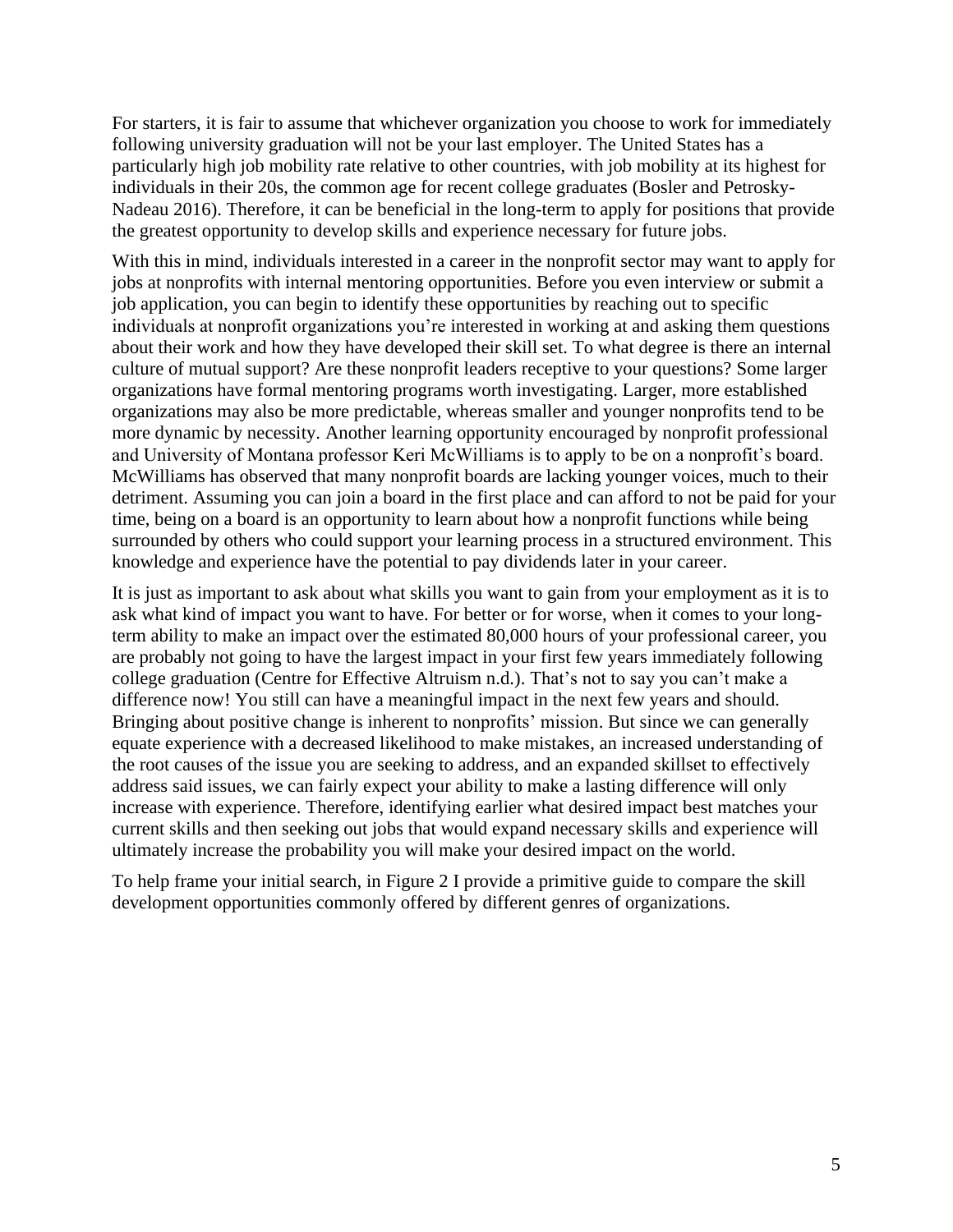For starters, it is fair to assume that whichever organization you choose to work for immediately following university graduation will not be your last employer. The United States has a particularly high job mobility rate relative to other countries, with job mobility at its highest for individuals in their 20s, the common age for recent college graduates (Bosler and Petrosky-Nadeau 2016). Therefore, it can be beneficial in the long-term to apply for positions that provide the greatest opportunity to develop skills and experience necessary for future jobs.

With this in mind, individuals interested in a career in the nonprofit sector may want to apply for jobs at nonprofits with internal mentoring opportunities. Before you even interview or submit a job application, you can begin to identify these opportunities by reaching out to specific individuals at nonprofit organizations you're interested in working at and asking them questions about their work and how they have developed their skill set. To what degree is there an internal culture of mutual support? Are these nonprofit leaders receptive to your questions? Some larger organizations have formal mentoring programs worth investigating. Larger, more established organizations may also be more predictable, whereas smaller and younger nonprofits tend to be more dynamic by necessity. Another learning opportunity encouraged by nonprofit professional and University of Montana professor Keri McWilliams is to apply to be on a nonprofit's board. McWilliams has observed that many nonprofit boards are lacking younger voices, much to their detriment. Assuming you can join a board in the first place and can afford to not be paid for your time, being on a board is an opportunity to learn about how a nonprofit functions while being surrounded by others who could support your learning process in a structured environment. This knowledge and experience have the potential to pay dividends later in your career.

It is just as important to ask about what skills you want to gain from your employment as it is to ask what kind of impact you want to have. For better or for worse, when it comes to your long-term ability to make an impact over the estimated 80,000 hours of your professional career, you are probably not going to have the largest impact in your first few years immediately following college graduation (Centre for Effective Altruism n.d.). That's not to say you can't make a difference now! You still can have a meaningful impact in the next few years and should. Bringing about positive change is inherent to nonprofits' mission. But since we can generally equate experience with a decreased likelihood to make mistakes, an increased understanding of the root causes of the issue you are seeking to address, and an expanded skillset to effectively address said issues, we can fairly expect your ability to make a lasting difference will only increase with experience. Therefore, identifying earlier what desired impact best matches your current skills and then seeking out jobs that would expand necessary skills and experience will ultimately increase the probability you will make your desired impact on the world.

To help frame your initial search, in Figure 2 I provide a primitive guide to compare the skill development opportunities commonly offered by different genres of organizations.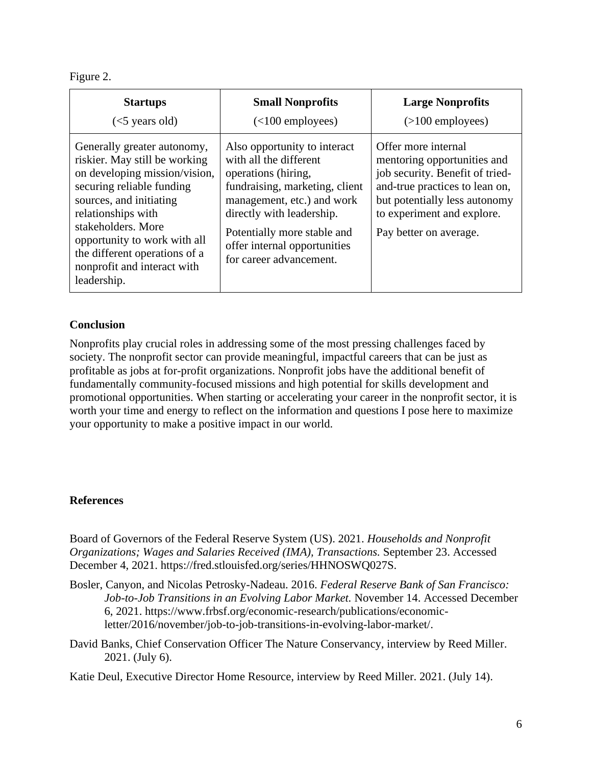Figure 2.

| **Startups** (<5 years old) | **Small Nonprofits** (<100 employees) | **Large Nonprofits** (>100 employees) |
| --- | --- | --- |
| Generally greater autonomy, riskier. May still be working on developing mission/vision, securing reliable funding sources, and initiating relationships with stakeholders. More opportunity to work with all the different operations of a nonprofit and interact with leadership. | Also opportunity to interact with all the different operations (hiring, fundraising, marketing, client management, etc.) and work directly with leadership. Potentially more stable and offer internal opportunities for career advancement. | Offer more internal mentoring opportunities and job security. Benefit of tried-and-true practices to lean on, but potentially less autonomy to experiment and explore. Pay better on average. |

**Conclusion**

Nonprofits play crucial roles in addressing some of the most pressing challenges faced by society. The nonprofit sector can provide meaningful, impactful careers that can be just as profitable as jobs at for-profit organizations. Nonprofit jobs have the additional benefit of fundamentally community-focused missions and high potential for skills development and promotional opportunities. When starting or accelerating your career in the nonprofit sector, it is worth your time and energy to reflect on the information and questions I pose here to maximize your opportunity to make a positive impact in our world.

**References**

Board of Governors of the Federal Reserve System (US). 2021. *Households and Nonprofit Organizations; Wages and Salaries Received (IMA), Transactions.* September 23. Accessed December 4, 2021. https://fred.stlouisfed.org/series/HHNOSWQ027S.

Bosler, Canyon, and Nicolas Petrosky-Nadeau. 2016. *Federal Reserve Bank of San Francisco: Job-to-Job Transitions in an Evolving Labor Market.* November 14. Accessed December 6, 2021. https://www.frbsf.org/economic-research/publications/economic-letter/2016/november/job-to-job-transitions-in-evolving-labor-market/.

David Banks, Chief Conservation Officer The Nature Conservancy, interview by Reed Miller. 2021. (July 6).

Katie Deul, Executive Director Home Resource, interview by Reed Miller. 2021. (July 14).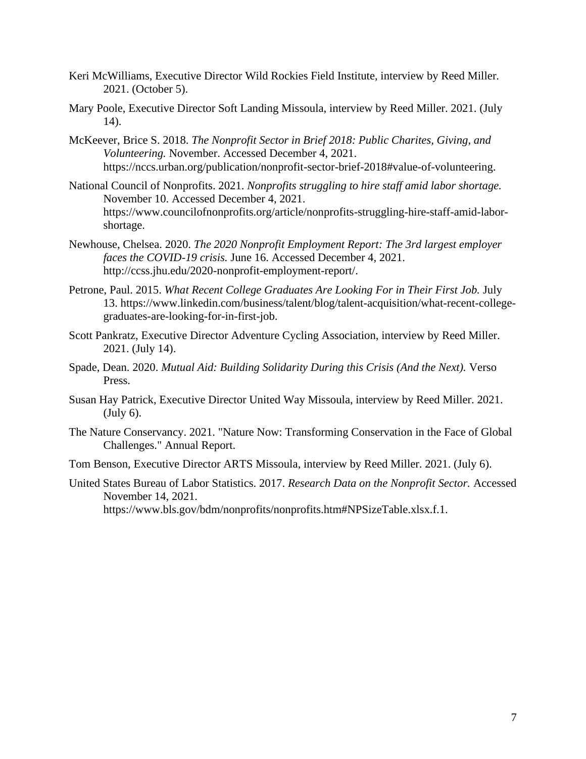Keri McWilliams, Executive Director Wild Rockies Field Institute, interview by Reed Miller. 2021. (October 5).

Mary Poole, Executive Director Soft Landing Missoula, interview by Reed Miller. 2021. (July 14).

McKeever, Brice S. 2018. *The Nonprofit Sector in Brief 2018: Public Charites, Giving, and Volunteering.* November. Accessed December 4, 2021. https://nccs.urban.org/publication/nonprofit-sector-brief-2018#value-of-volunteering.

National Council of Nonprofits. 2021. *Nonprofits struggling to hire staff amid labor shortage.* November 10. Accessed December 4, 2021. https://www.councilofnonprofits.org/article/nonprofits-struggling-hire-staff-amid-labor-shortage.

Newhouse, Chelsea. 2020. *The 2020 Nonprofit Employment Report: The 3rd largest employer faces the COVID-19 crisis.* June 16. Accessed December 4, 2021. http://ccss.jhu.edu/2020-nonprofit-employment-report/.

Petrone, Paul. 2015. *What Recent College Graduates Are Looking For in Their First Job.* July 13. https://www.linkedin.com/business/talent/blog/talent-acquisition/what-recent-college-graduates-are-looking-for-in-first-job.

Scott Pankratz, Executive Director Adventure Cycling Association, interview by Reed Miller. 2021. (July 14).

Spade, Dean. 2020. *Mutual Aid: Building Solidarity During this Crisis (And the Next).* Verso Press.

Susan Hay Patrick, Executive Director United Way Missoula, interview by Reed Miller. 2021. (July 6).

The Nature Conservancy. 2021. "Nature Now: Transforming Conservation in the Face of Global Challenges." Annual Report.

Tom Benson, Executive Director ARTS Missoula, interview by Reed Miller. 2021. (July 6).

United States Bureau of Labor Statistics. 2017. *Research Data on the Nonprofit Sector.* Accessed November 14, 2021. https://www.bls.gov/bdm/nonprofits/nonprofits.htm#NPSizeTable.xlsx.f.1.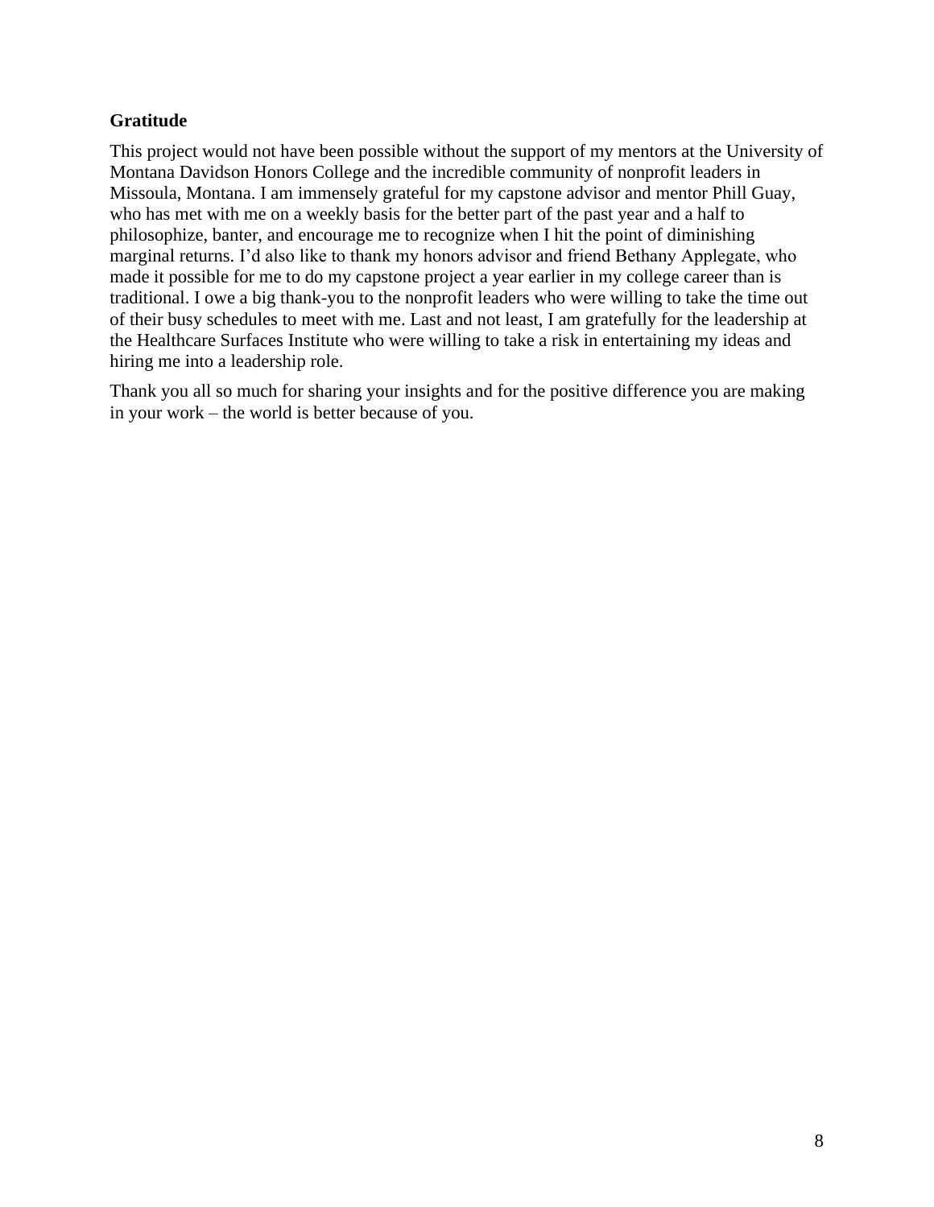**Gratitude**

This project would not have been possible without the support of my mentors at the University of Montana Davidson Honors College and the incredible community of nonprofit leaders in Missoula, Montana. I am immensely grateful for my capstone advisor and mentor Phill Guay, who has met with me on a weekly basis for the better part of the past year and a half to philosophize, banter, and encourage me to recognize when I hit the point of diminishing marginal returns. I'd also like to thank my honors advisor and friend Bethany Applegate, who made it possible for me to do my capstone project a year earlier in my college career than is traditional. I owe a big thank-you to the nonprofit leaders who were willing to take the time out of their busy schedules to meet with me. Last and not least, I am gratefully for the leadership at the Healthcare Surfaces Institute who were willing to take a risk in entertaining my ideas and hiring me into a leadership role.

Thank you all so much for sharing your insights and for the positive difference you are making in your work – the world is better because of you.